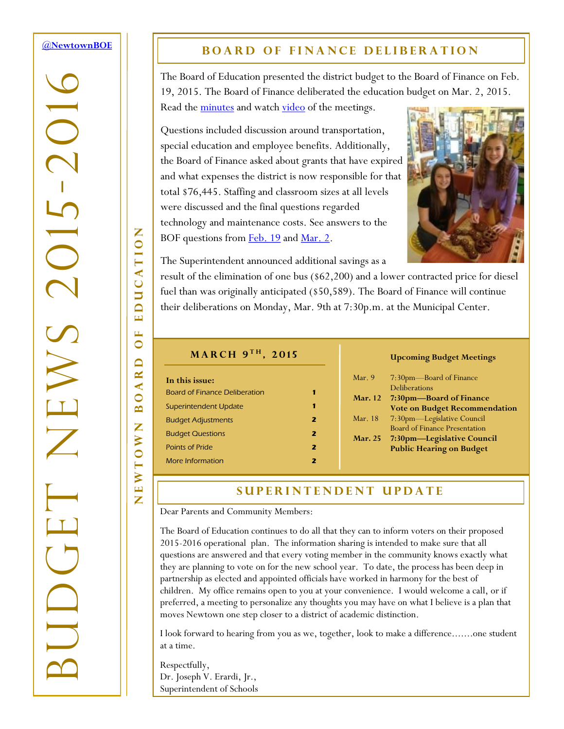@NewtownBOE

# BUDGET NEWS 2015-2016

NEWTOWN BOARD OF EDUCATION

## BOARD OF FINANCE DELIBERATION

The Board of Education presented the district budget to the Board of Finance on Feb. 19, 2015. The Board of Finance deliberated the education budget on Mar. 2, 2015. Read the minutes and watch video of the meetings.

Questions included discussion around transportation, special education and employee benefits. Additionally, the Board of Finance asked about grants that have expired and what expenses the district is now responsible for that total $76,445. Staffing and classroom sizes at all levels were discussed and the final questions regarded technology and maintenance costs. See answers to the BOF questions from Feb. 19 and Mar. 2.

The Superintendent announced additional savings as a result of the elimination of one bus ($62,200) and a lower contracted price for diesel fuel than was originally anticipated ($50,589). The Board of Finance will continue their deliberations on Monday, Mar. 9th at 7:30p.m. at the Municipal Center.

### MARCH 9TH, 2015

**In this issue:**

| | |
|---|---|
| Board of Finance Deliberation | 1 |
| Superintendent Update | 1 |
| Budget Adjustments | 2 |
| Budget Questions | 2 |
| Points of Pride | 2 |
| More Information | 2 |

**Upcoming Budget Meetings**

| | |
|---|---|
| Mar. 9 | 7:30pm—Board of Finance Deliberations |
| **Mar. 12** | **7:30pm—Board of Finance Vote on Budget Recommendation** |
| Mar. 18 | 7:30pm—Legislative Council Board of Finance Presentation |
| **Mar. 25** | **7:30pm—Legislative Council Public Hearing on Budget** |

## SUPERINTENDENT UPDATE

Dear Parents and Community Members:

The Board of Education continues to do all that they can to inform voters on their proposed 2015-2016 operational plan. The information sharing is intended to make sure that all questions are answered and that every voting member in the community knows exactly what they are planning to vote on for the new school year. To date, the process has been deep in partnership as elected and appointed officials have worked in harmony for the best of children. My office remains open to you at your convenience. I would welcome a call, or if preferred, a meeting to personalize any thoughts you may have on what I believe is a plan that moves Newtown one step closer to a district of academic distinction.

I look forward to hearing from you as we, together, look to make a difference.......one student at a time.

Respectfully,
Dr. Joseph V. Erardi, Jr.,
Superintendent of Schools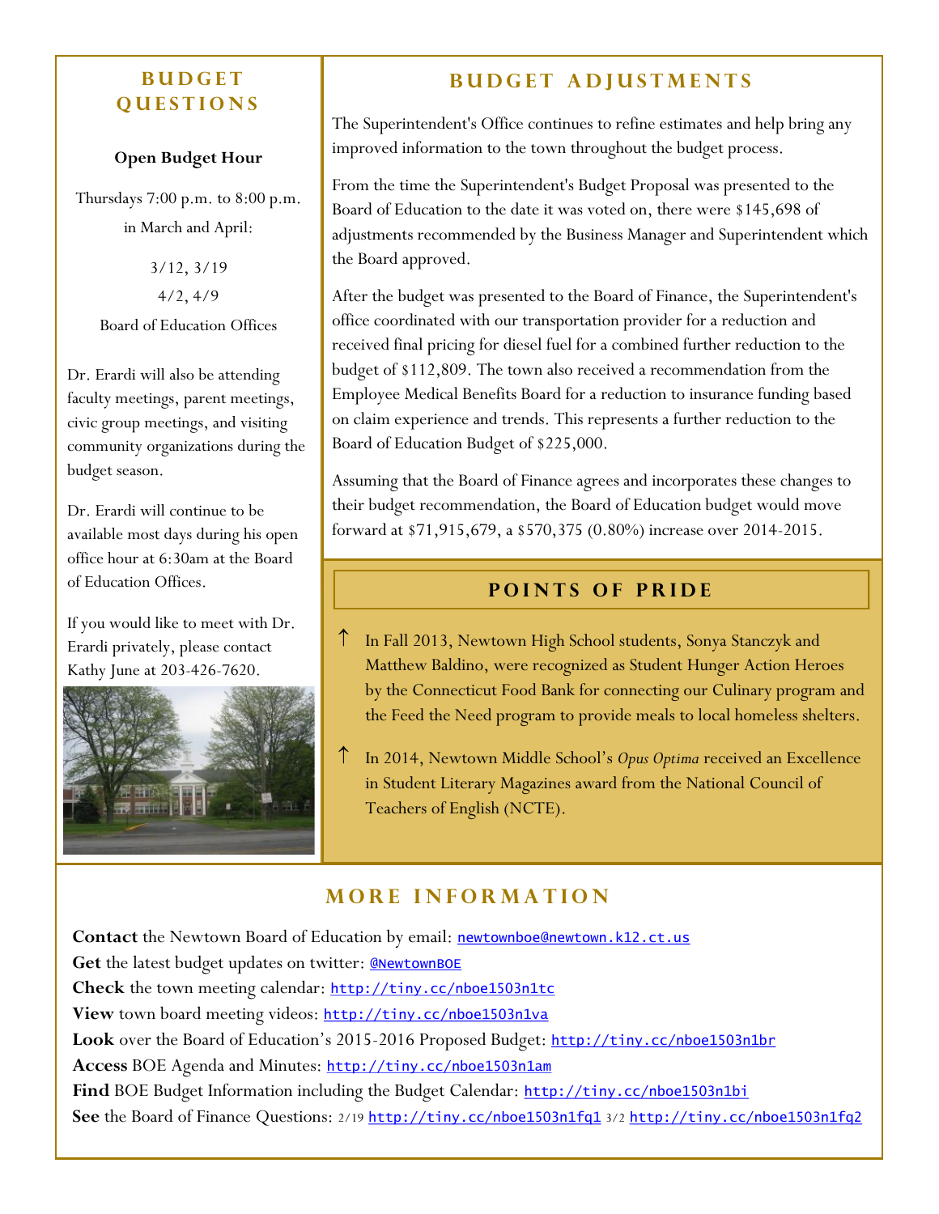## BUDGET QUESTIONS

**Open Budget Hour**

Thursdays 7:00 p.m. to 8:00 p.m. in March and April:

3/12, 3/19

4/2, 4/9

Board of Education Offices

Dr. Erardi will also be attending faculty meetings, parent meetings, civic group meetings, and visiting community organizations during the budget season.

Dr. Erardi will continue to be available most days during his open office hour at 6:30am at the Board of Education Offices.

If you would like to meet with Dr. Erardi privately, please contact Kathy June at 203-426-7620.

## BUDGET ADJUSTMENTS

The Superintendent's Office continues to refine estimates and help bring any improved information to the town throughout the budget process.

From the time the Superintendent's Budget Proposal was presented to the Board of Education to the date it was voted on, there were $145,698 of adjustments recommended by the Business Manager and Superintendent which the Board approved.

After the budget was presented to the Board of Finance, the Superintendent's office coordinated with our transportation provider for a reduction and received final pricing for diesel fuel for a combined further reduction to the budget of $112,809. The town also received a recommendation from the Employee Medical Benefits Board for a reduction to insurance funding based on claim experience and trends. This represents a further reduction to the Board of Education Budget of $225,000.

Assuming that the Board of Finance agrees and incorporates these changes to their budget recommendation, the Board of Education budget would move forward at $71,915,679, a $570,375 (0.80%) increase over 2014-2015.

## POINTS OF PRIDE

- In Fall 2013, Newtown High School students, Sonya Stanczyk and Matthew Baldino, were recognized as Student Hunger Action Heroes by the Connecticut Food Bank for connecting our Culinary program and the Feed the Need program to provide meals to local homeless shelters.
- In 2014, Newtown Middle School's *Opus Optima* received an Excellence in Student Literary Magazines award from the National Council of Teachers of English (NCTE).

## MORE INFORMATION

**Contact** the Newtown Board of Education by email: newtownboe@newtown.k12.ct.us
**Get** the latest budget updates on twitter: @NewtownBOE
**Check** the town meeting calendar: http://tiny.cc/nboe1503n1tc
**View** town board meeting videos: http://tiny.cc/nboe1503n1va
**Look** over the Board of Education's 2015-2016 Proposed Budget: http://tiny.cc/nboe1503n1br
**Access** BOE Agenda and Minutes: http://tiny.cc/nboe1503n1am
**Find** BOE Budget Information including the Budget Calendar: http://tiny.cc/nboe1503n1bi
**See** the Board of Finance Questions: 2/19 http://tiny.cc/nboe1503n1fq1 3/2 http://tiny.cc/nboe1503n1fq2